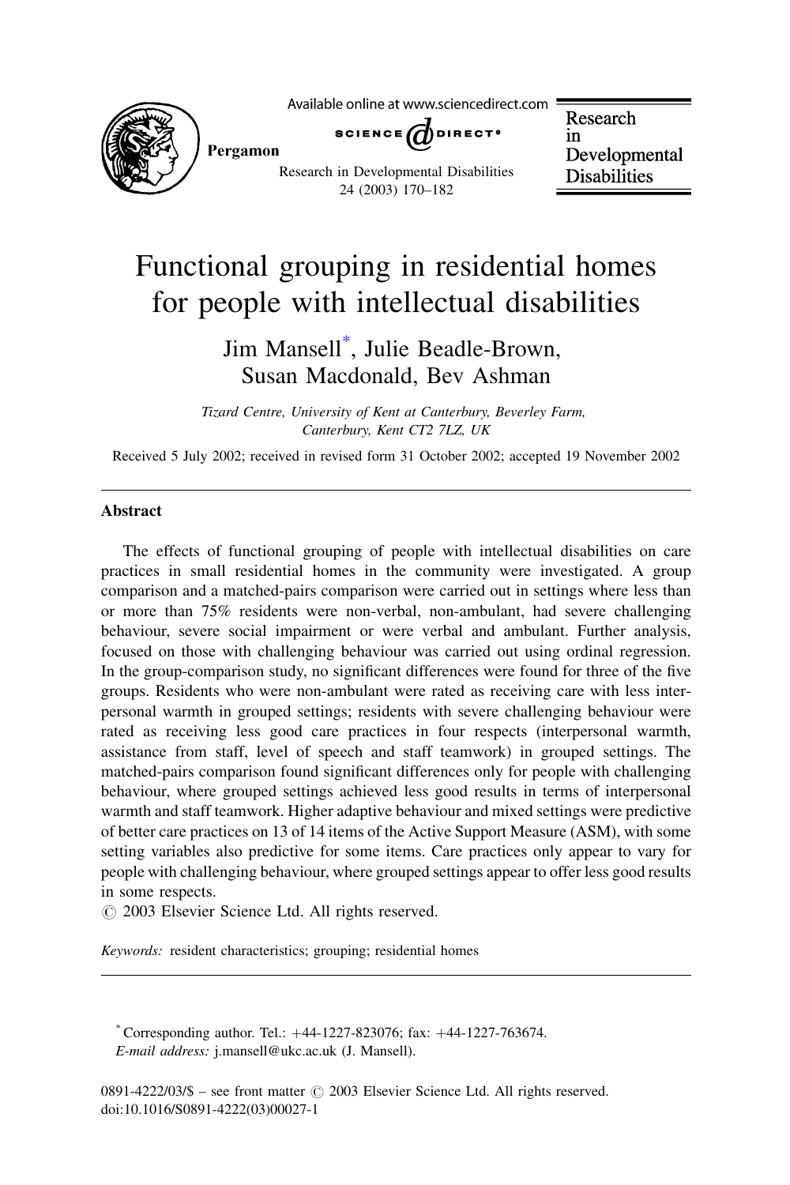# Functional grouping in residential homes for people with intellectual disabilities

Jim Mansell*, Julie Beadle-Brown, Susan Macdonald, Bev Ashman

*Tizard Centre, University of Kent at Canterbury, Beverley Farm, Canterbury, Kent CT2 7LZ, UK*

Received 5 July 2002; received in revised form 31 October 2002; accepted 19 November 2002

## Abstract

The effects of functional grouping of people with intellectual disabilities on care practices in small residential homes in the community were investigated. A group comparison and a matched-pairs comparison were carried out in settings where less than or more than 75% residents were non-verbal, non-ambulant, had severe challenging behaviour, severe social impairment or were verbal and ambulant. Further analysis, focused on those with challenging behaviour was carried out using ordinal regression. In the group-comparison study, no significant differences were found for three of the five groups. Residents who were non-ambulant were rated as receiving care with less interpersonal warmth in grouped settings; residents with severe challenging behaviour were rated as receiving less good care practices in four respects (interpersonal warmth, assistance from staff, level of speech and staff teamwork) in grouped settings. The matched-pairs comparison found significant differences only for people with challenging behaviour, where grouped settings achieved less good results in terms of interpersonal warmth and staff teamwork. Higher adaptive behaviour and mixed settings were predictive of better care practices on 13 of 14 items of the Active Support Measure (ASM), with some setting variables also predictive for some items. Care practices only appear to vary for people with challenging behaviour, where grouped settings appear to offer less good results in some respects.

© 2003 Elsevier Science Ltd. All rights reserved.

*Keywords:* resident characteristics; grouping; residential homes

---

* Corresponding author. Tel.: +44-1227-823076; fax: +44-1227-763674.
*E-mail address:* j.mansell@ukc.ac.uk (J. Mansell).

0891-4222/03/$ – see front matter © 2003 Elsevier Science Ltd. All rights reserved.
doi:10.1016/S0891-4222(03)00027-1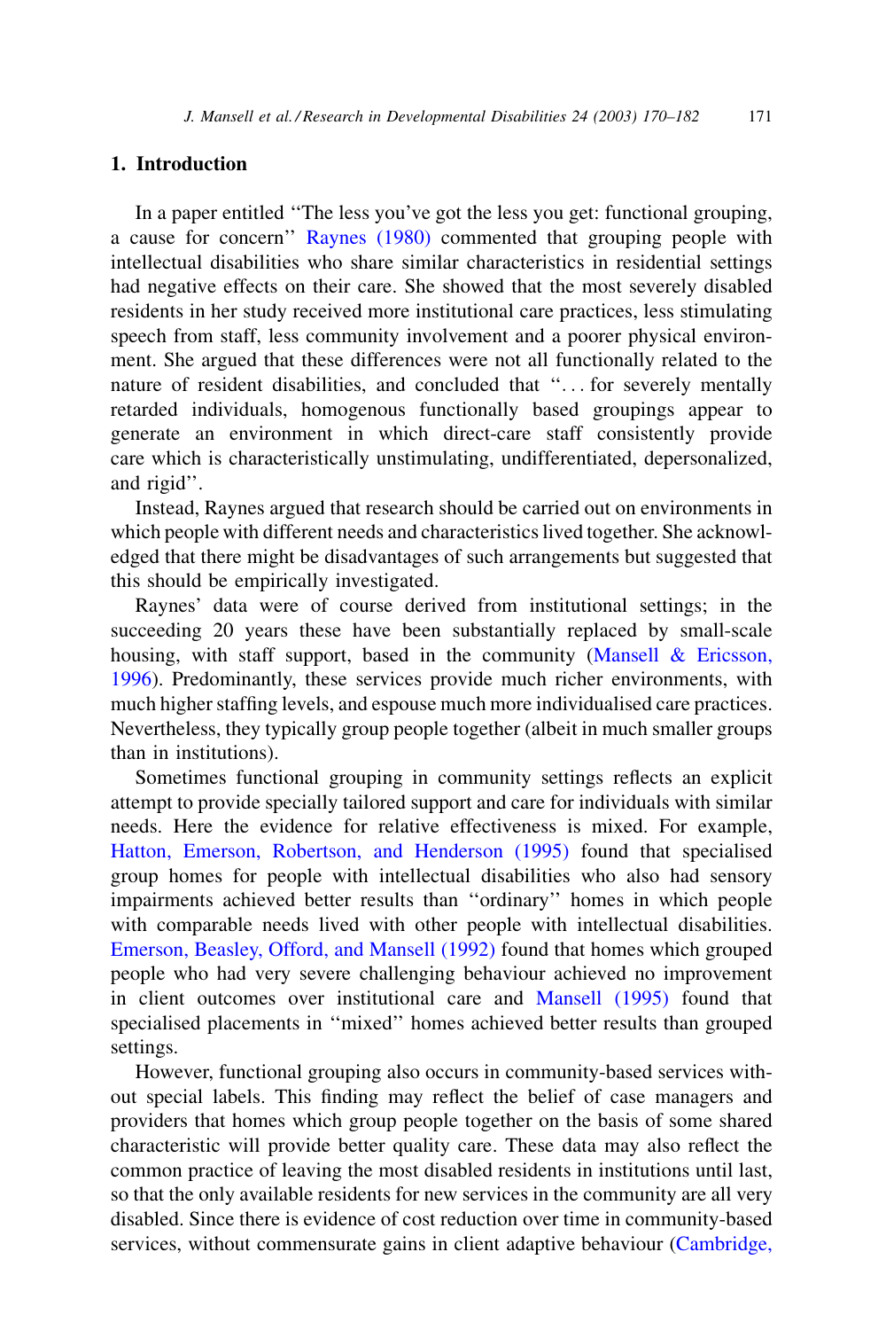## 1. Introduction

In a paper entitled ''The less you've got the less you get: functional grouping, a cause for concern'' Raynes (1980) commented that grouping people with intellectual disabilities who share similar characteristics in residential settings had negative effects on their care. She showed that the most severely disabled residents in her study received more institutional care practices, less stimulating speech from staff, less community involvement and a poorer physical environment. She argued that these differences were not all functionally related to the nature of resident disabilities, and concluded that ''... for severely mentally retarded individuals, homogenous functionally based groupings appear to generate an environment in which direct-care staff consistently provide care which is characteristically unstimulating, undifferentiated, depersonalized, and rigid''.

Instead, Raynes argued that research should be carried out on environments in which people with different needs and characteristics lived together. She acknowledged that there might be disadvantages of such arrangements but suggested that this should be empirically investigated.

Raynes' data were of course derived from institutional settings; in the succeeding 20 years these have been substantially replaced by small-scale housing, with staff support, based in the community (Mansell & Ericsson, 1996). Predominantly, these services provide much richer environments, with much higher staffing levels, and espouse much more individualised care practices. Nevertheless, they typically group people together (albeit in much smaller groups than in institutions).

Sometimes functional grouping in community settings reflects an explicit attempt to provide specially tailored support and care for individuals with similar needs. Here the evidence for relative effectiveness is mixed. For example, Hatton, Emerson, Robertson, and Henderson (1995) found that specialised group homes for people with intellectual disabilities who also had sensory impairments achieved better results than ''ordinary'' homes in which people with comparable needs lived with other people with intellectual disabilities. Emerson, Beasley, Offord, and Mansell (1992) found that homes which grouped people who had very severe challenging behaviour achieved no improvement in client outcomes over institutional care and Mansell (1995) found that specialised placements in ''mixed'' homes achieved better results than grouped settings.

However, functional grouping also occurs in community-based services without special labels. This finding may reflect the belief of case managers and providers that homes which group people together on the basis of some shared characteristic will provide better quality care. These data may also reflect the common practice of leaving the most disabled residents in institutions until last, so that the only available residents for new services in the community are all very disabled. Since there is evidence of cost reduction over time in community-based services, without commensurate gains in client adaptive behaviour (Cambridge,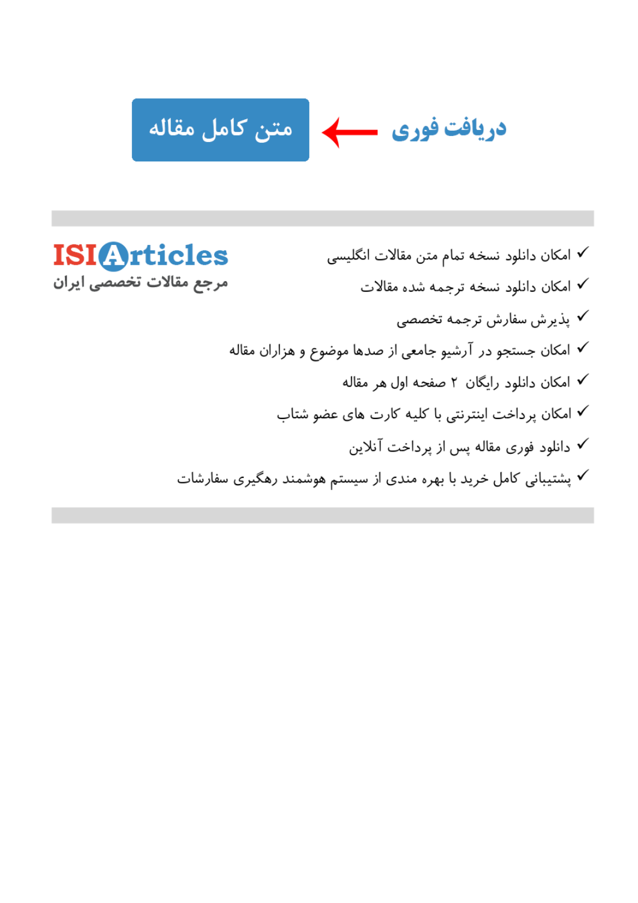دریافت فوری ← متن کامل مقاله

**ISIArticles**
مرجع مقالات تخصصی ایران

- ✓ امکان دانلود نسخه تمام متن مقالات انگلیسی
- ✓ امکان دانلود نسخه ترجمه شده مقالات
- ✓ پذیرش سفارش ترجمه تخصصی
- ✓ امکان جستجو در آرشیو جامعی از صدها موضوع و هزاران مقاله
- ✓ امکان دانلود رایگان ۲ صفحه اول هر مقاله
- ✓ امکان پرداخت اینترنتی با کلیه کارت های عضو شتاب
- ✓ دانلود فوری مقاله پس از پرداخت آنلاین
- ✓ پشتیبانی کامل خرید با بهره مندی از سیستم هوشمند رهگیری سفارشات